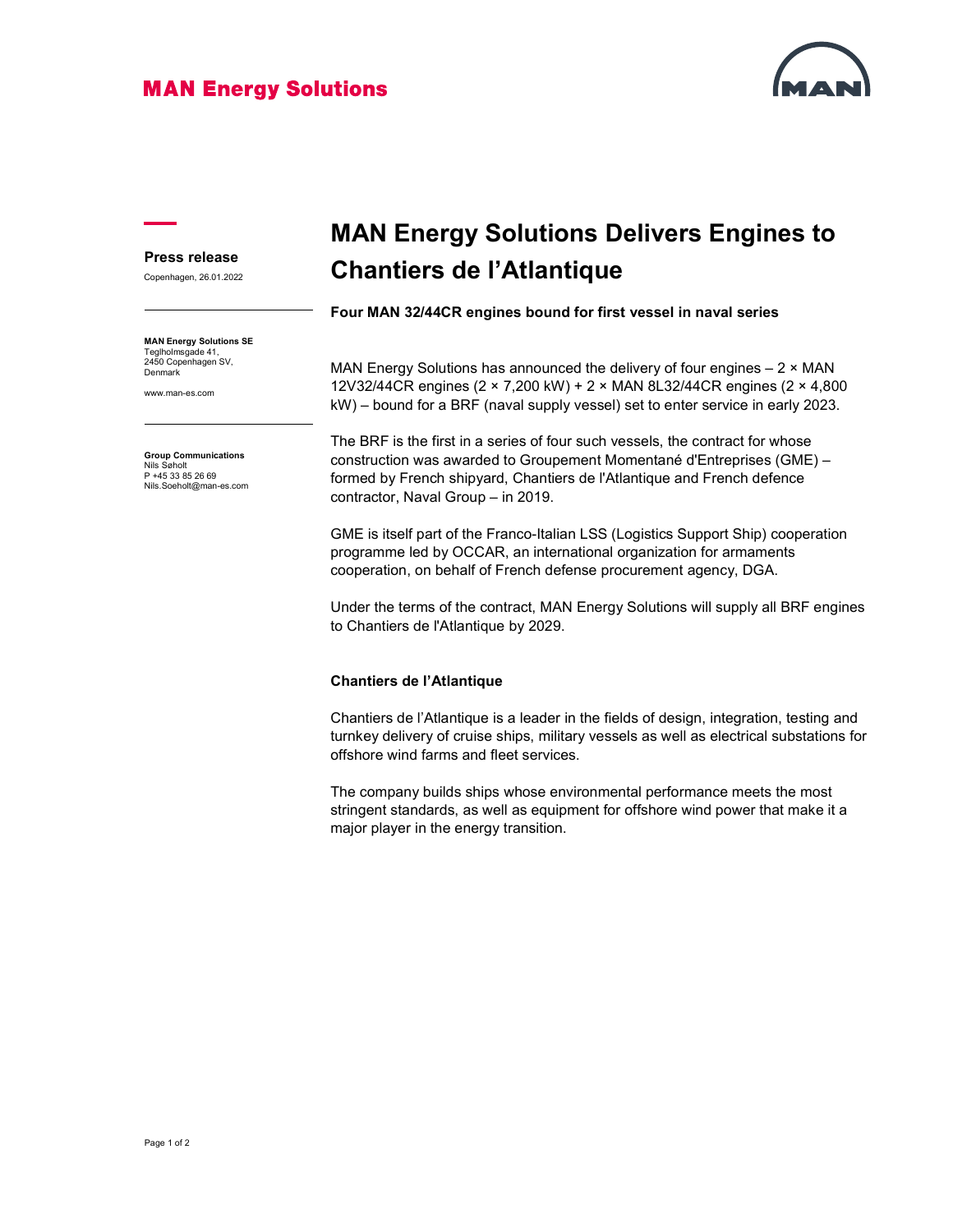MAN Energy Solutions

**Press release**

Copenhagen, 26.01.2022

**MAN Energy Solutions SE**
Teglholmsgade 41,
2450 Copenhagen SV,
Denmark

www.man-es.com

**Group Communications**
Nils Søholt
P +45 33 85 26 69
Nils.Soeholt@man-es.com

# MAN Energy Solutions Delivers Engines to Chantiers de l'Atlantique

**Four MAN 32/44CR engines bound for first vessel in naval series**

MAN Energy Solutions has announced the delivery of four engines – 2 × MAN 12V32/44CR engines (2 × 7,200 kW) + 2 × MAN 8L32/44CR engines (2 × 4,800 kW) – bound for a BRF (naval supply vessel) set to enter service in early 2023.

The BRF is the first in a series of four such vessels, the contract for whose construction was awarded to Groupement Momentané d'Entreprises (GME) – formed by French shipyard, Chantiers de l'Atlantique and French defence contractor, Naval Group – in 2019.

GME is itself part of the Franco-Italian LSS (Logistics Support Ship) cooperation programme led by OCCAR, an international organization for armaments cooperation, on behalf of French defense procurement agency, DGA.

Under the terms of the contract, MAN Energy Solutions will supply all BRF engines to Chantiers de l'Atlantique by 2029.

### Chantiers de l'Atlantique

Chantiers de l'Atlantique is a leader in the fields of design, integration, testing and turnkey delivery of cruise ships, military vessels as well as electrical substations for offshore wind farms and fleet services.

The company builds ships whose environmental performance meets the most stringent standards, as well as equipment for offshore wind power that make it a major player in the energy transition.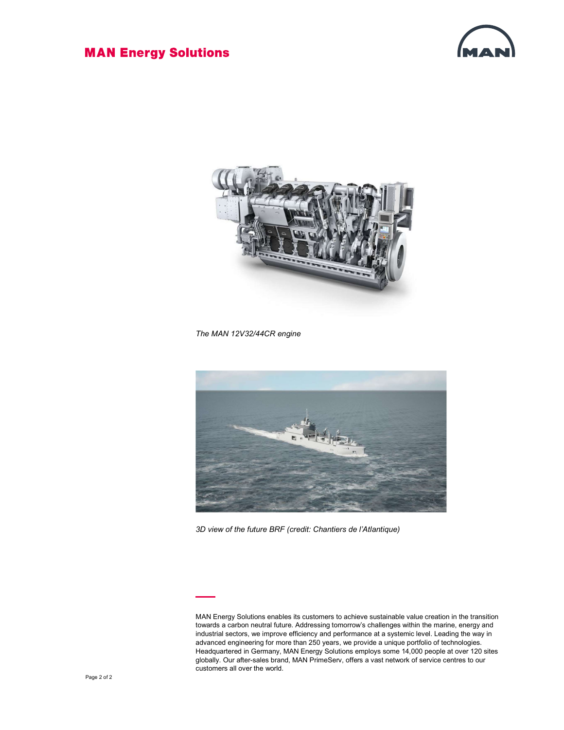*The MAN 12V32/44CR engine*

*3D view of the future BRF (credit: Chantiers de l'Atlantique)*

MAN Energy Solutions enables its customers to achieve sustainable value creation in the transition towards a carbon neutral future. Addressing tomorrow's challenges within the marine, energy and industrial sectors, we improve efficiency and performance at a systemic level. Leading the way in advanced engineering for more than 250 years, we provide a unique portfolio of technologies. Headquartered in Germany, MAN Energy Solutions employs some 14,000 people at over 120 sites globally. Our after-sales brand, MAN PrimeServ, offers a vast network of service centres to our customers all over the world.